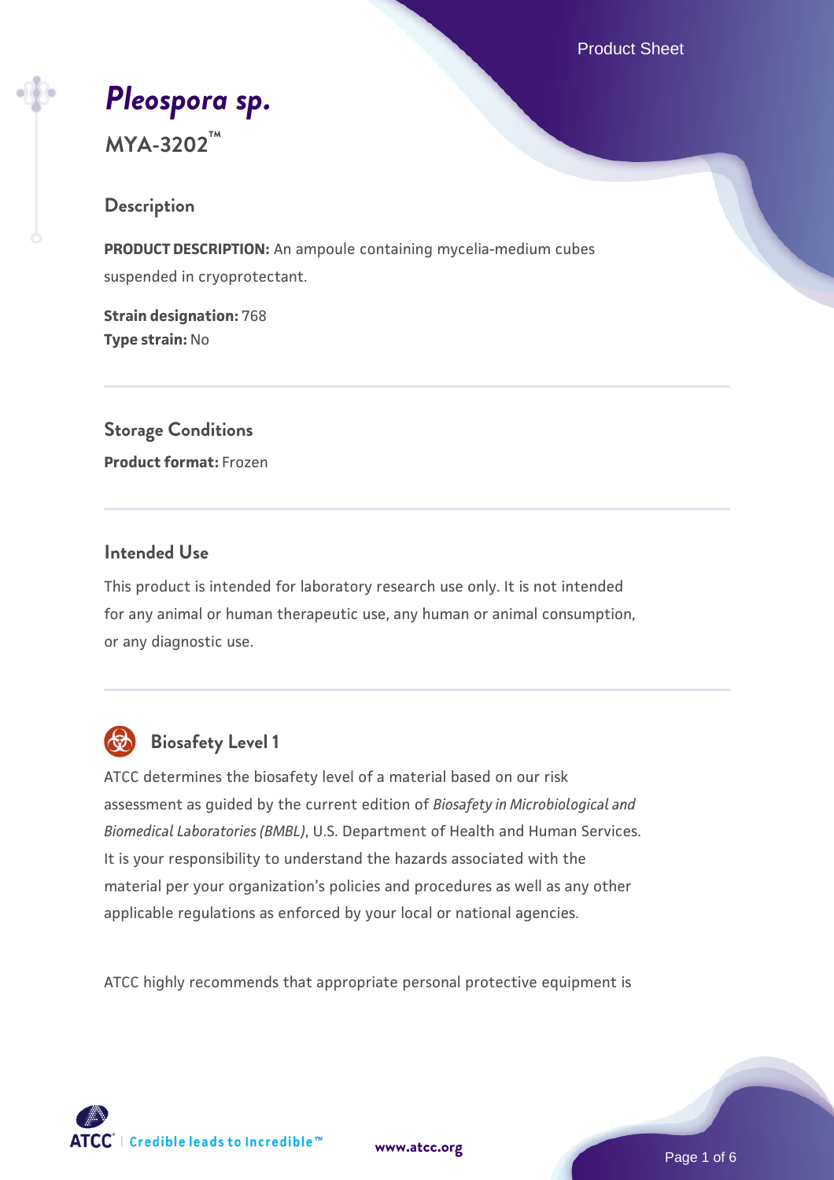# *Pleospora sp.*

**MYA-3202™**

## Description

**PRODUCT DESCRIPTION:** An ampoule containing mycelia-medium cubes suspended in cryoprotectant.

**Strain designation:** 768
**Type strain:** No

## Storage Conditions

**Product format:** Frozen

## Intended Use

This product is intended for laboratory research use only. It is not intended for any animal or human therapeutic use, any human or animal consumption, or any diagnostic use.

## Biosafety Level 1

ATCC determines the biosafety level of a material based on our risk assessment as guided by the current edition of *Biosafety in Microbiological and Biomedical Laboratories (BMBL)*, U.S. Department of Health and Human Services. It is your responsibility to understand the hazards associated with the material per your organization's policies and procedures as well as any other applicable regulations as enforced by your local or national agencies.

ATCC highly recommends that appropriate personal protective equipment is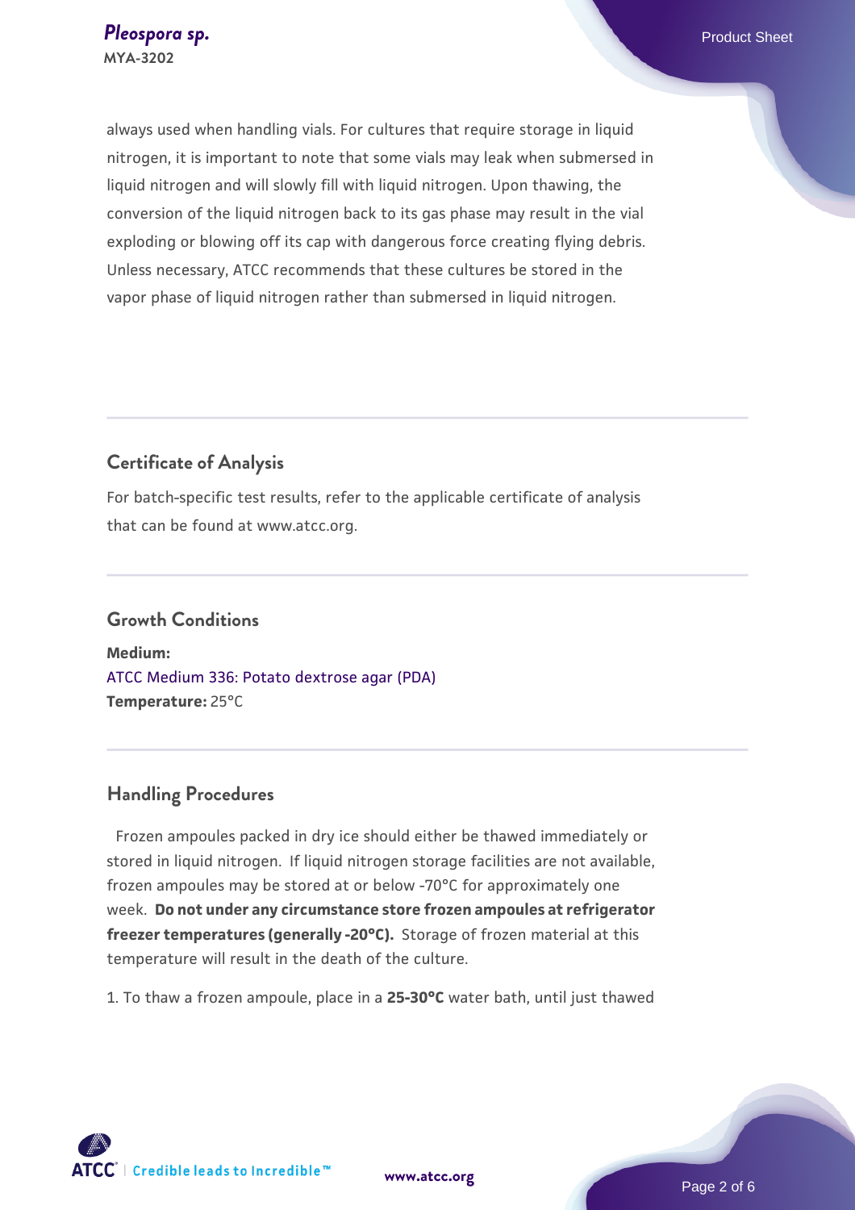always used when handling vials. For cultures that require storage in liquid nitrogen, it is important to note that some vials may leak when submersed in liquid nitrogen and will slowly fill with liquid nitrogen. Upon thawing, the conversion of the liquid nitrogen back to its gas phase may result in the vial exploding or blowing off its cap with dangerous force creating flying debris. Unless necessary, ATCC recommends that these cultures be stored in the vapor phase of liquid nitrogen rather than submersed in liquid nitrogen.

## Certificate of Analysis

For batch-specific test results, refer to the applicable certificate of analysis that can be found at www.atcc.org.

## Growth Conditions

**Medium:**
ATCC Medium 336: Potato dextrose agar (PDA)
**Temperature:** 25°C

## Handling Procedures

Frozen ampoules packed in dry ice should either be thawed immediately or stored in liquid nitrogen. If liquid nitrogen storage facilities are not available, frozen ampoules may be stored at or below -70°C for approximately one week. **Do not under any circumstance store frozen ampoules at refrigerator freezer temperatures (generally -20°C).** Storage of frozen material at this temperature will result in the death of the culture.

1. To thaw a frozen ampoule, place in a **25-30°C** water bath, until just thawed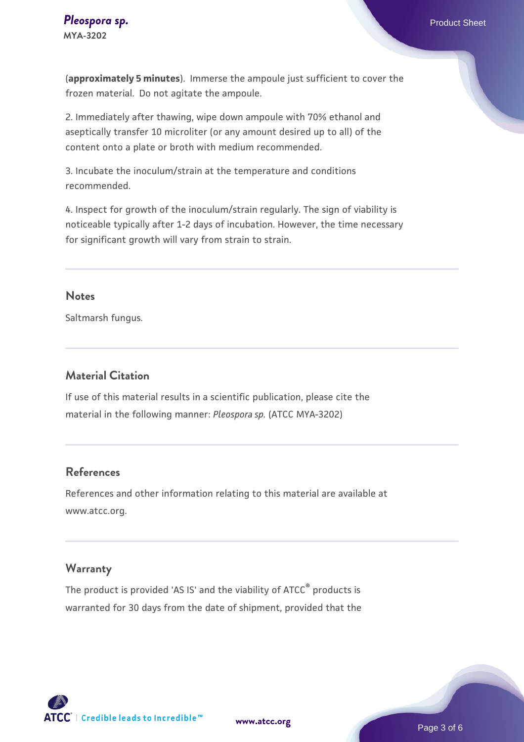(**approximately 5 minutes**). Immerse the ampoule just sufficient to cover the frozen material. Do not agitate the ampoule.

2. Immediately after thawing, wipe down ampoule with 70% ethanol and aseptically transfer 10 microliter (or any amount desired up to all) of the content onto a plate or broth with medium recommended.

3. Incubate the inoculum/strain at the temperature and conditions recommended.

4. Inspect for growth of the inoculum/strain regularly. The sign of viability is noticeable typically after 1-2 days of incubation. However, the time necessary for significant growth will vary from strain to strain.

## Notes

Saltmarsh fungus.

## Material Citation

If use of this material results in a scientific publication, please cite the material in the following manner: *Pleospora sp.* (ATCC MYA-3202)

## References

References and other information relating to this material are available at www.atcc.org.

## Warranty

The product is provided 'AS IS' and the viability of ATCC® products is warranted for 30 days from the date of shipment, provided that the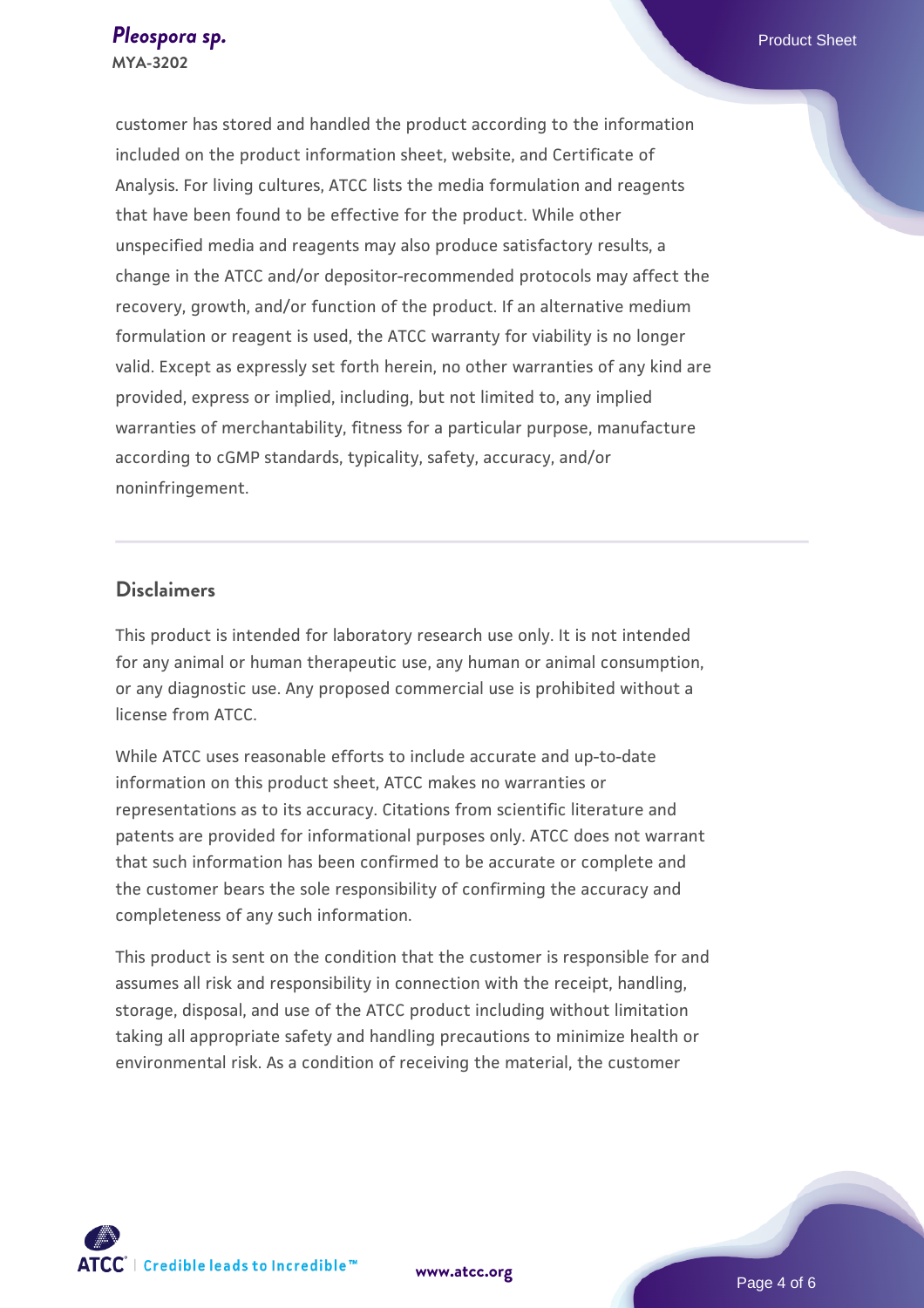customer has stored and handled the product according to the information included on the product information sheet, website, and Certificate of Analysis. For living cultures, ATCC lists the media formulation and reagents that have been found to be effective for the product. While other unspecified media and reagents may also produce satisfactory results, a change in the ATCC and/or depositor-recommended protocols may affect the recovery, growth, and/or function of the product. If an alternative medium formulation or reagent is used, the ATCC warranty for viability is no longer valid. Except as expressly set forth herein, no other warranties of any kind are provided, express or implied, including, but not limited to, any implied warranties of merchantability, fitness for a particular purpose, manufacture according to cGMP standards, typicality, safety, accuracy, and/or noninfringement.

## Disclaimers

This product is intended for laboratory research use only. It is not intended for any animal or human therapeutic use, any human or animal consumption, or any diagnostic use. Any proposed commercial use is prohibited without a license from ATCC.

While ATCC uses reasonable efforts to include accurate and up-to-date information on this product sheet, ATCC makes no warranties or representations as to its accuracy. Citations from scientific literature and patents are provided for informational purposes only. ATCC does not warrant that such information has been confirmed to be accurate or complete and the customer bears the sole responsibility of confirming the accuracy and completeness of any such information.

This product is sent on the condition that the customer is responsible for and assumes all risk and responsibility in connection with the receipt, handling, storage, disposal, and use of the ATCC product including without limitation taking all appropriate safety and handling precautions to minimize health or environmental risk. As a condition of receiving the material, the customer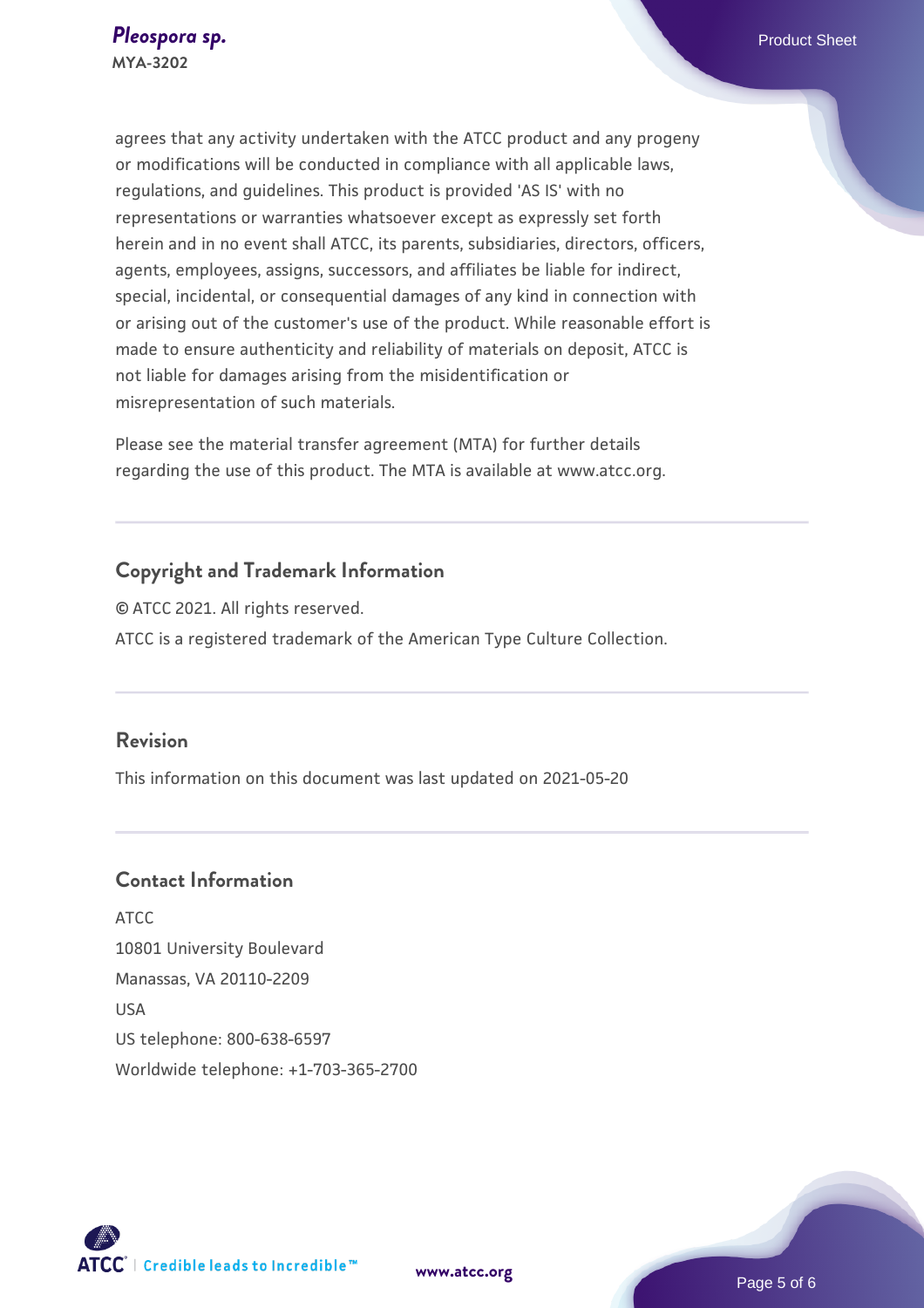agrees that any activity undertaken with the ATCC product and any progeny or modifications will be conducted in compliance with all applicable laws, regulations, and guidelines. This product is provided 'AS IS' with no representations or warranties whatsoever except as expressly set forth herein and in no event shall ATCC, its parents, subsidiaries, directors, officers, agents, employees, assigns, successors, and affiliates be liable for indirect, special, incidental, or consequential damages of any kind in connection with or arising out of the customer's use of the product. While reasonable effort is made to ensure authenticity and reliability of materials on deposit, ATCC is not liable for damages arising from the misidentification or misrepresentation of such materials.

Please see the material transfer agreement (MTA) for further details regarding the use of this product. The MTA is available at www.atcc.org.

## Copyright and Trademark Information

© ATCC 2021. All rights reserved.

ATCC is a registered trademark of the American Type Culture Collection.

## Revision

This information on this document was last updated on 2021-05-20

## Contact Information

ATCC
10801 University Boulevard
Manassas, VA 20110-2209
USA
US telephone: 800-638-6597
Worldwide telephone: +1-703-365-2700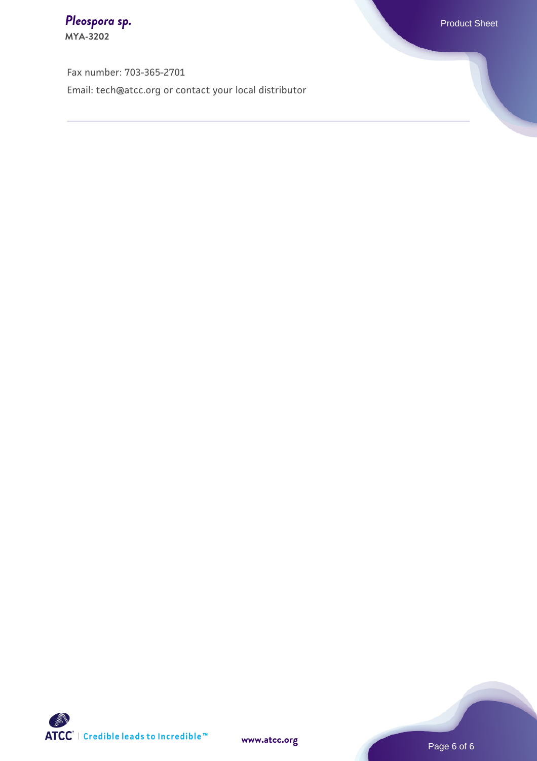Fax number: 703-365-2701

Email: tech@atcc.org or contact your local distributor